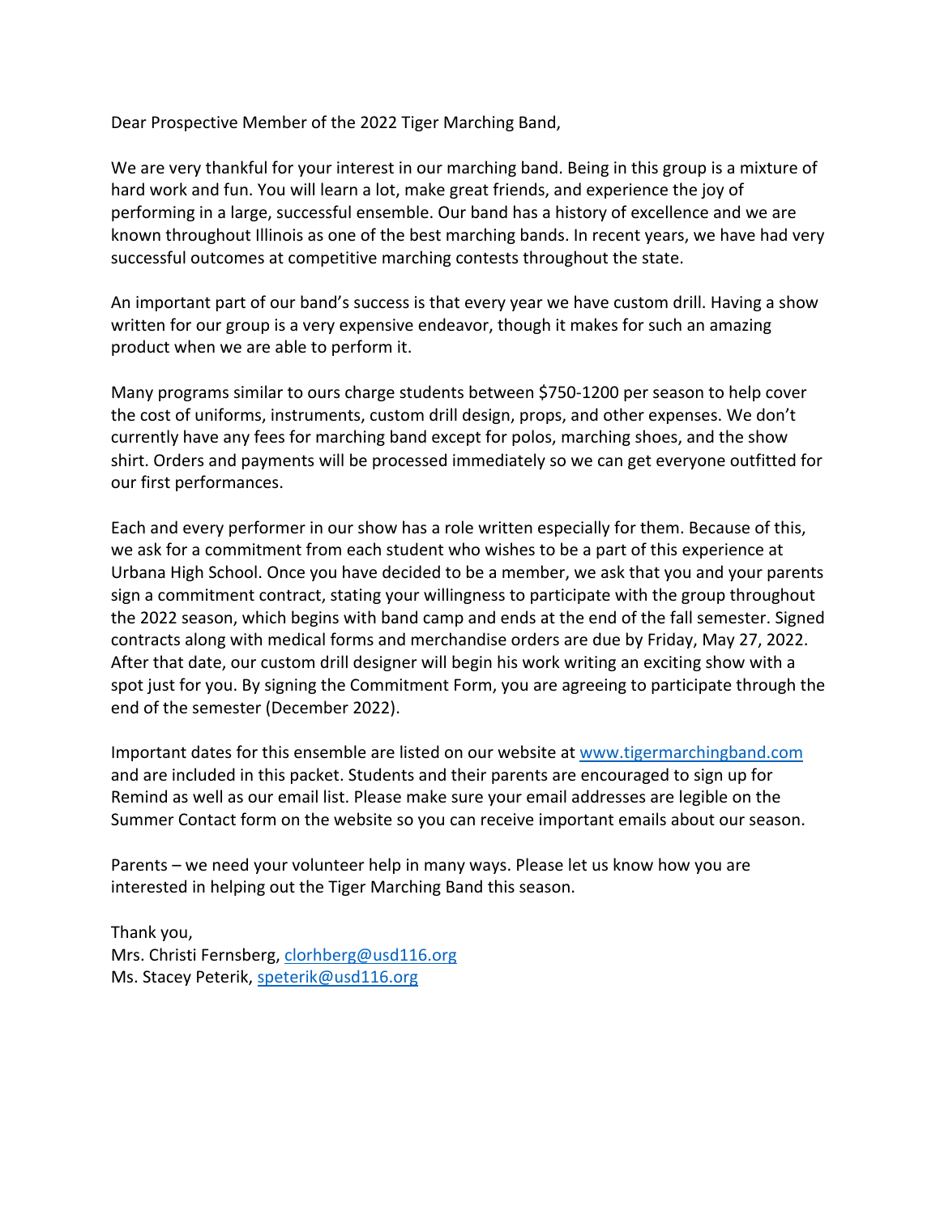Dear Prospective Member of the 2022 Tiger Marching Band,

We are very thankful for your interest in our marching band. Being in this group is a mixture of hard work and fun. You will learn a lot, make great friends, and experience the joy of performing in a large, successful ensemble. Our band has a history of excellence and we are known throughout Illinois as one of the best marching bands. In recent years, we have had very successful outcomes at competitive marching contests throughout the state.

An important part of our band's success is that every year we have custom drill. Having a show written for our group is a very expensive endeavor, though it makes for such an amazing product when we are able to perform it.

Many programs similar to ours charge students between $750-1200 per season to help cover the cost of uniforms, instruments, custom drill design, props, and other expenses. We don't currently have any fees for marching band except for polos, marching shoes, and the show shirt. Orders and payments will be processed immediately so we can get everyone outfitted for our first performances.

Each and every performer in our show has a role written especially for them. Because of this, we ask for a commitment from each student who wishes to be a part of this experience at Urbana High School. Once you have decided to be a member, we ask that you and your parents sign a commitment contract, stating your willingness to participate with the group throughout the 2022 season, which begins with band camp and ends at the end of the fall semester. Signed contracts along with medical forms and merchandise orders are due by Friday, May 27, 2022. After that date, our custom drill designer will begin his work writing an exciting show with a spot just for you. By signing the Commitment Form, you are agreeing to participate through the end of the semester (December 2022).

Important dates for this ensemble are listed on our website at [www.tigermarchingband.com](http://www.tigermarchingband.com) and are included in this packet. Students and their parents are encouraged to sign up for Remind as well as our email list. Please make sure your email addresses are legible on the Summer Contact form on the website so you can receive important emails about our season.

Parents – we need your volunteer help in many ways. Please let us know how you are interested in helping out the Tiger Marching Band this season.

Thank you,
Mrs. Christi Fernsberg, [clorhberg@usd116.org](mailto:clorhberg@usd116.org)
Ms. Stacey Peterik, [speterik@usd116.org](mailto:speterik@usd116.org)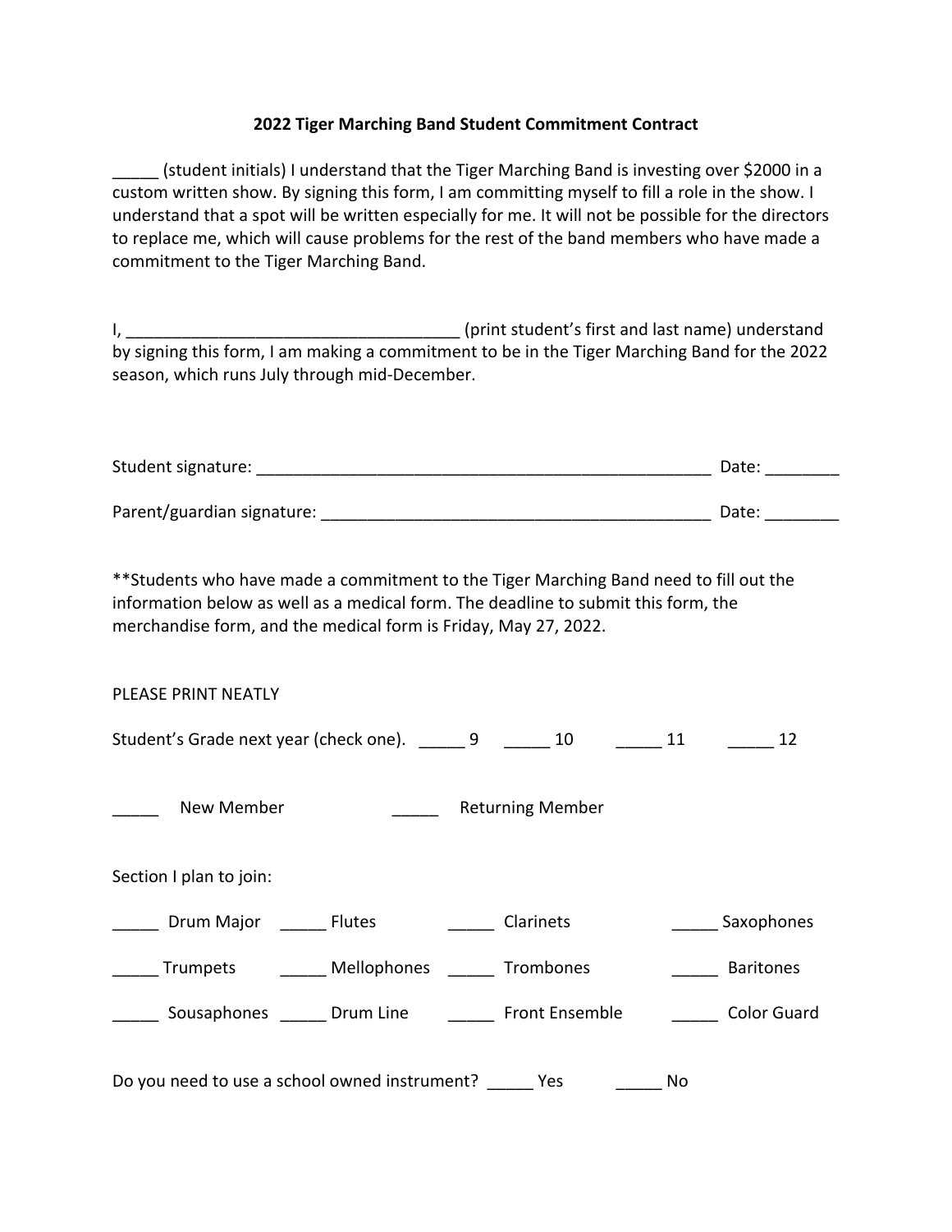# 2022 Tiger Marching Band Student Commitment Contract

_____ (student initials) I understand that the Tiger Marching Band is investing over $2000 in a custom written show. By signing this form, I am committing myself to fill a role in the show. I understand that a spot will be written especially for me. It will not be possible for the directors to replace me, which will cause problems for the rest of the band members who have made a commitment to the Tiger Marching Band.

I, ____________________________________ (print student's first and last name) understand by signing this form, I am making a commitment to be in the Tiger Marching Band for the 2022 season, which runs July through mid-December.

Student signature: ___________________________________________________ Date: ________

Parent/guardian signature: ___________________________________________ Date: ________

**Students who have made a commitment to the Tiger Marching Band need to fill out the information below as well as a medical form. The deadline to submit this form, the merchandise form, and the medical form is Friday, May 27, 2022.

PLEASE PRINT NEATLY

Student's Grade next year (check one). _____ 9 _____ 10 _____ 11 _____ 12

_____ New Member _____ Returning Member

Section I plan to join:

_____ Drum Major _____ Flutes _____ Clarinets _____ Saxophones

_____ Trumpets _____ Mellophones _____ Trombones _____ Baritones

_____ Sousaphones _____ Drum Line _____ Front Ensemble _____ Color Guard

Do you need to use a school owned instrument? _____ Yes _____ No